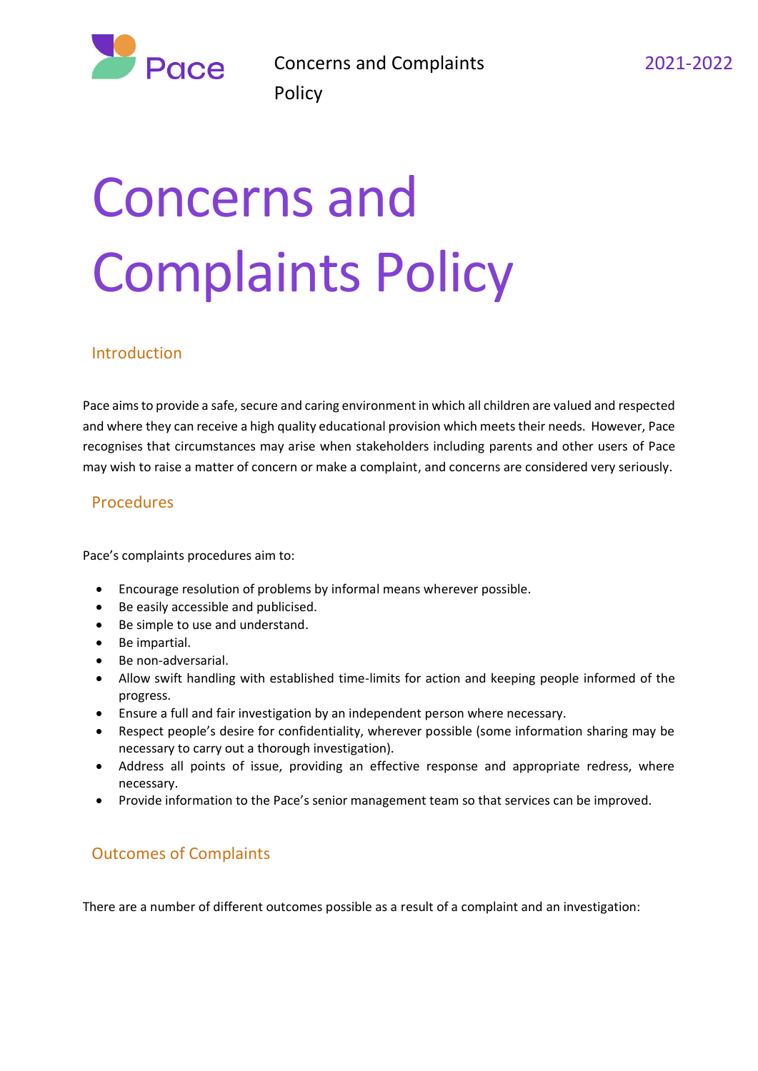# Concerns and Complaints Policy

## Introduction

Pace aims to provide a safe, secure and caring environment in which all children are valued and respected and where they can receive a high quality educational provision which meets their needs. However, Pace recognises that circumstances may arise when stakeholders including parents and other users of Pace may wish to raise a matter of concern or make a complaint, and concerns are considered very seriously.

## Procedures

Pace's complaints procedures aim to:

- Encourage resolution of problems by informal means wherever possible.
- Be easily accessible and publicised.
- Be simple to use and understand.
- Be impartial.
- Be non-adversarial.
- Allow swift handling with established time-limits for action and keeping people informed of the progress.
- Ensure a full and fair investigation by an independent person where necessary.
- Respect people's desire for confidentiality, wherever possible (some information sharing may be necessary to carry out a thorough investigation).
- Address all points of issue, providing an effective response and appropriate redress, where necessary.
- Provide information to the Pace's senior management team so that services can be improved.

## Outcomes of Complaints

There are a number of different outcomes possible as a result of a complaint and an investigation: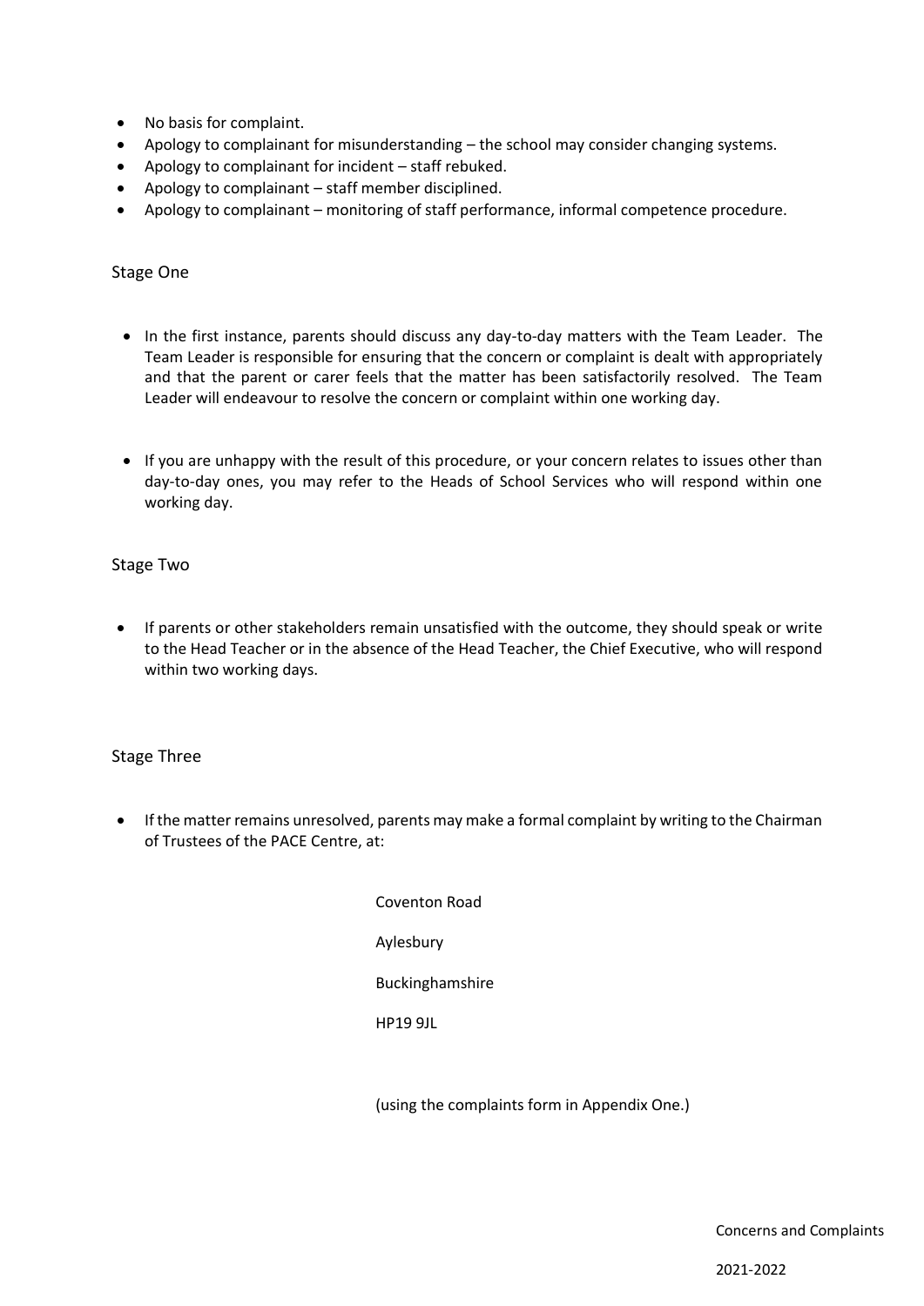- No basis for complaint.
- Apology to complainant for misunderstanding – the school may consider changing systems.
- Apology to complainant for incident – staff rebuked.
- Apology to complainant – staff member disciplined.
- Apology to complainant – monitoring of staff performance, informal competence procedure.

## Stage One

- In the first instance, parents should discuss any day-to-day matters with the Team Leader. The Team Leader is responsible for ensuring that the concern or complaint is dealt with appropriately and that the parent or carer feels that the matter has been satisfactorily resolved. The Team Leader will endeavour to resolve the concern or complaint within one working day.

- If you are unhappy with the result of this procedure, or your concern relates to issues other than day-to-day ones, you may refer to the Heads of School Services who will respond within one working day.

## Stage Two

- If parents or other stakeholders remain unsatisfied with the outcome, they should speak or write to the Head Teacher or in the absence of the Head Teacher, the Chief Executive, who will respond within two working days.

## Stage Three

- If the matter remains unresolved, parents may make a formal complaint by writing to the Chairman of Trustees of the PACE Centre, at:

Coventon Road

Aylesbury

Buckinghamshire

HP19 9JL

(using the complaints form in Appendix One.)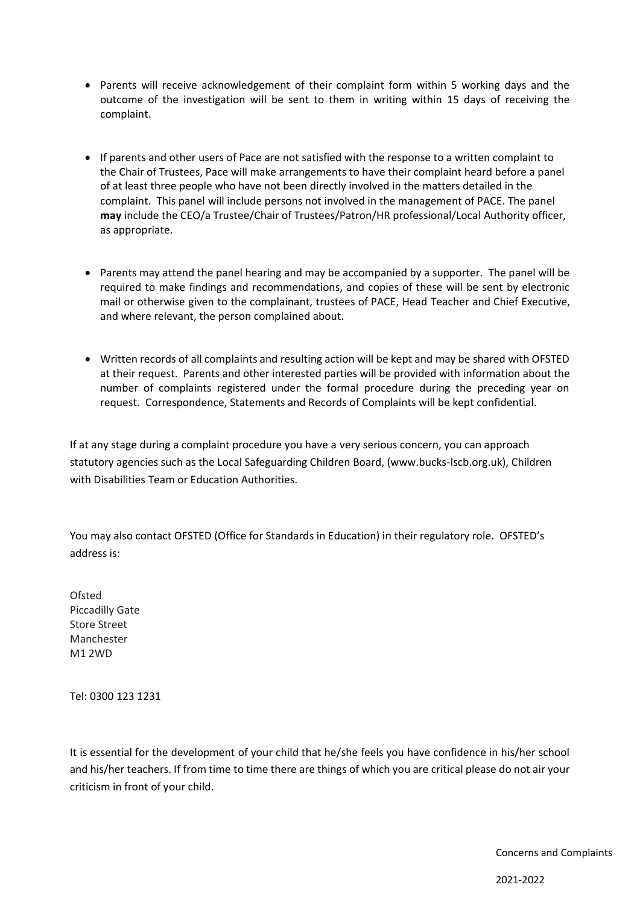- Parents will receive acknowledgement of their complaint form within 5 working days and the outcome of the investigation will be sent to them in writing within 15 days of receiving the complaint.

- If parents and other users of Pace are not satisfied with the response to a written complaint to the Chair of Trustees, Pace will make arrangements to have their complaint heard before a panel of at least three people who have not been directly involved in the matters detailed in the complaint. This panel will include persons not involved in the management of PACE. The panel **may** include the CEO/a Trustee/Chair of Trustees/Patron/HR professional/Local Authority officer, as appropriate.

- Parents may attend the panel hearing and may be accompanied by a supporter. The panel will be required to make findings and recommendations, and copies of these will be sent by electronic mail or otherwise given to the complainant, trustees of PACE, Head Teacher and Chief Executive, and where relevant, the person complained about.

- Written records of all complaints and resulting action will be kept and may be shared with OFSTED at their request. Parents and other interested parties will be provided with information about the number of complaints registered under the formal procedure during the preceding year on request. Correspondence, Statements and Records of Complaints will be kept confidential.

If at any stage during a complaint procedure you have a very serious concern, you can approach statutory agencies such as the Local Safeguarding Children Board, (www.bucks-lscb.org.uk), Children with Disabilities Team or Education Authorities.

You may also contact OFSTED (Office for Standards in Education) in their regulatory role. OFSTED's address is:

Ofsted
Piccadilly Gate
Store Street
Manchester
M1 2WD

Tel: 0300 123 1231

It is essential for the development of your child that he/she feels you have confidence in his/her school and his/her teachers. If from time to time there are things of which you are critical please do not air your criticism in front of your child.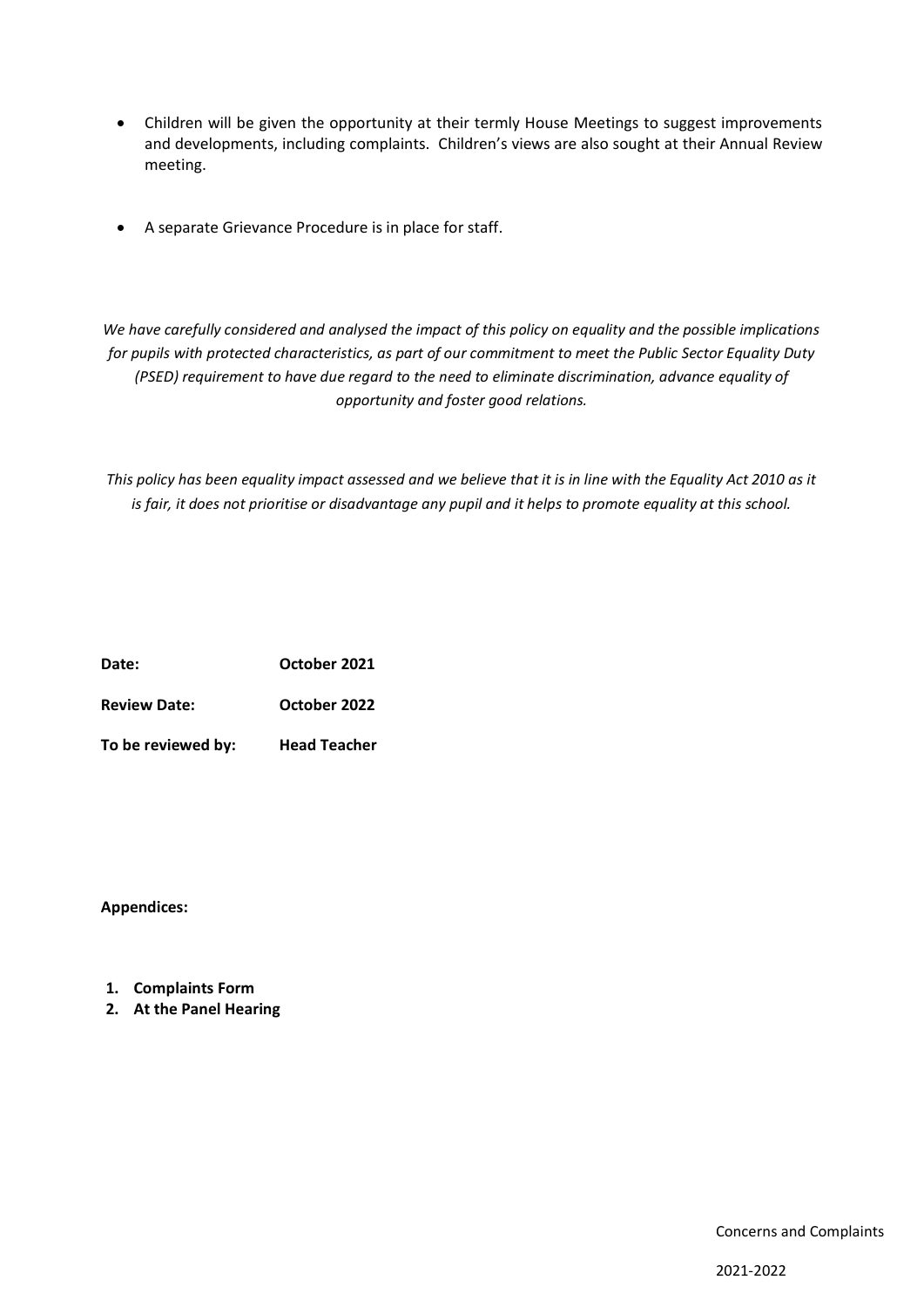- Children will be given the opportunity at their termly House Meetings to suggest improvements and developments, including complaints. Children's views are also sought at their Annual Review meeting.

- A separate Grievance Procedure is in place for staff.

*We have carefully considered and analysed the impact of this policy on equality and the possible implications for pupils with protected characteristics, as part of our commitment to meet the Public Sector Equality Duty (PSED) requirement to have due regard to the need to eliminate discrimination, advance equality of opportunity and foster good relations.*

*This policy has been equality impact assessed and we believe that it is in line with the Equality Act 2010 as it is fair, it does not prioritise or disadvantage any pupil and it helps to promote equality at this school.*

**Date:** **October 2021**

**Review Date:** **October 2022**

**To be reviewed by:** **Head Teacher**

**Appendices:**

1. **Complaints Form**
2. **At the Panel Hearing**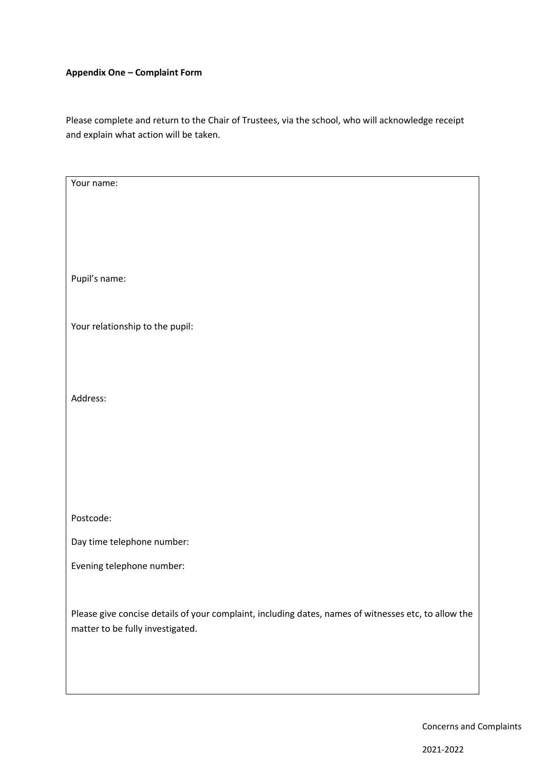**Appendix One – Complaint Form**

Please complete and return to the Chair of Trustees, via the school, who will acknowledge receipt and explain what action will be taken.

Your name:

Pupil's name:

Your relationship to the pupil:

Address:

Postcode:

Day time telephone number:

Evening telephone number:

Please give concise details of your complaint, including dates, names of witnesses etc, to allow the matter to be fully investigated.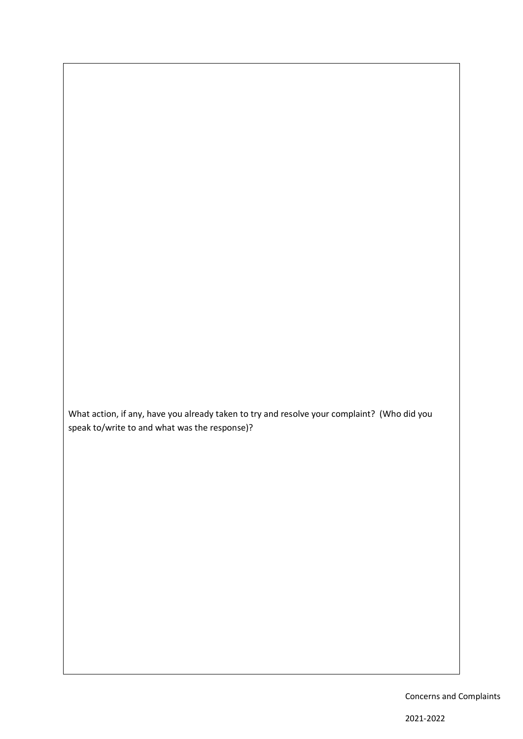What action, if any, have you already taken to try and resolve your complaint? (Who did you speak to/write to and what was the response)?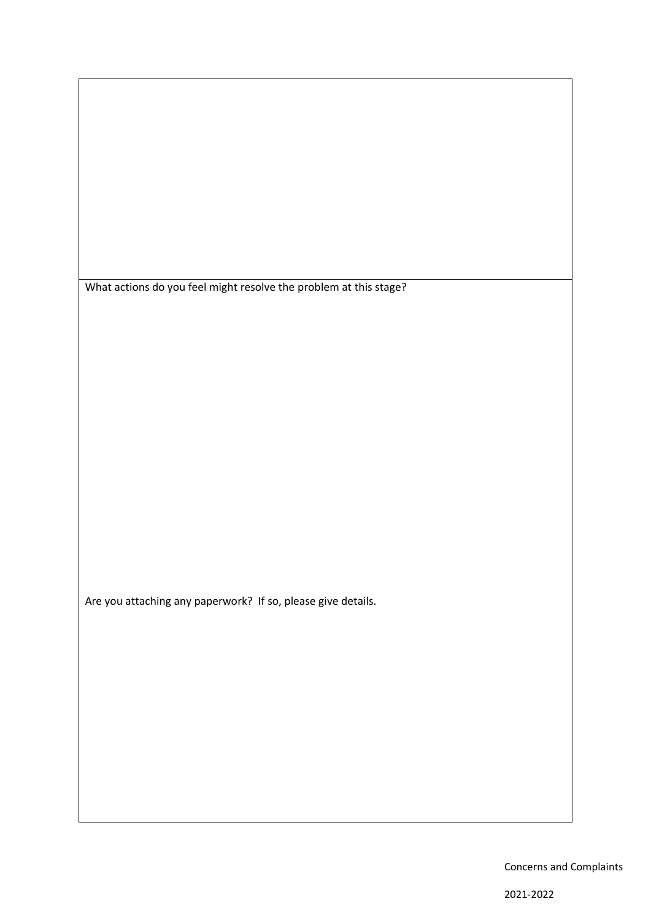What actions do you feel might resolve the problem at this stage?

Are you attaching any paperwork? If so, please give details.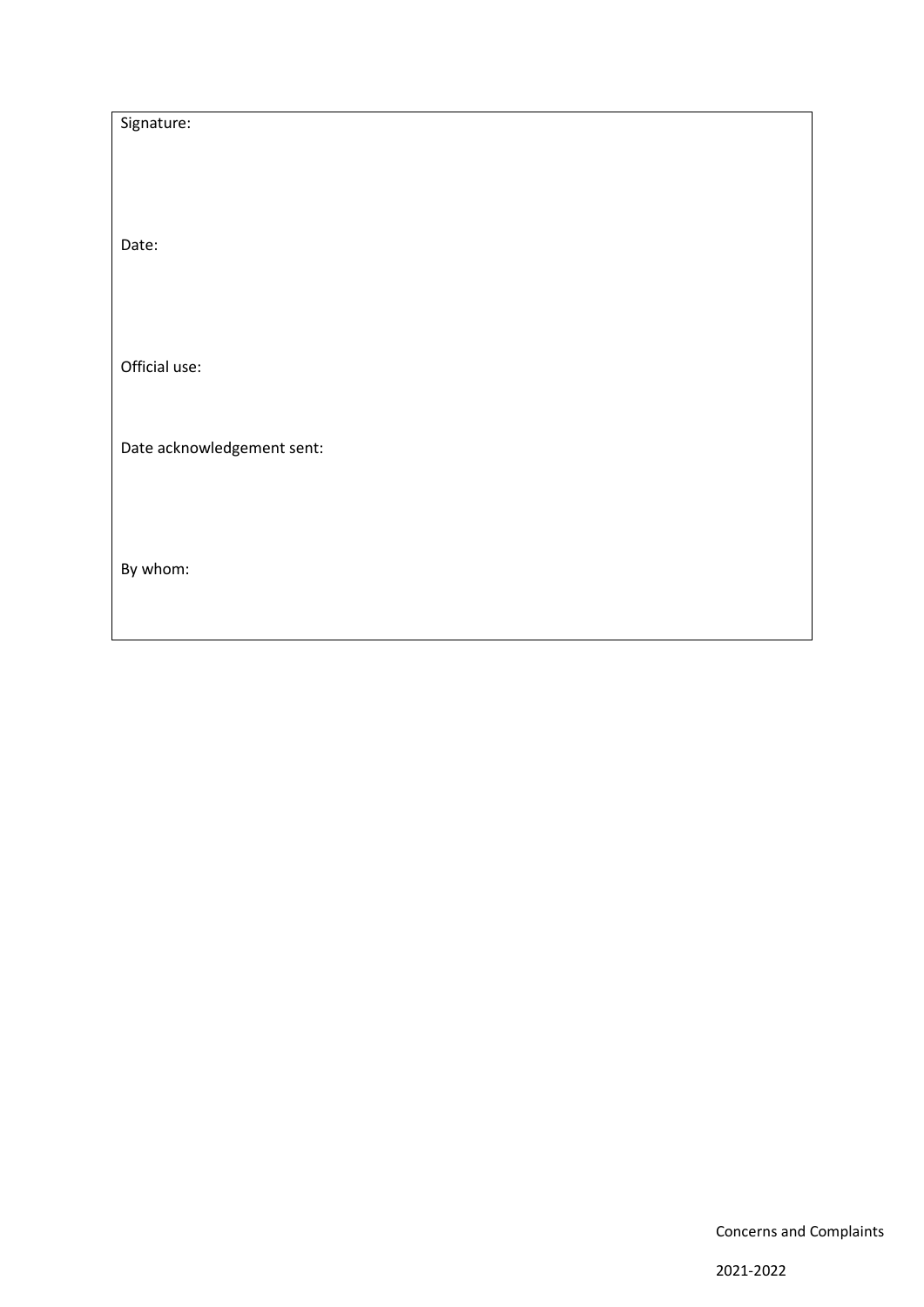Signature:

Date:

Official use:

Date acknowledgement sent:

By whom: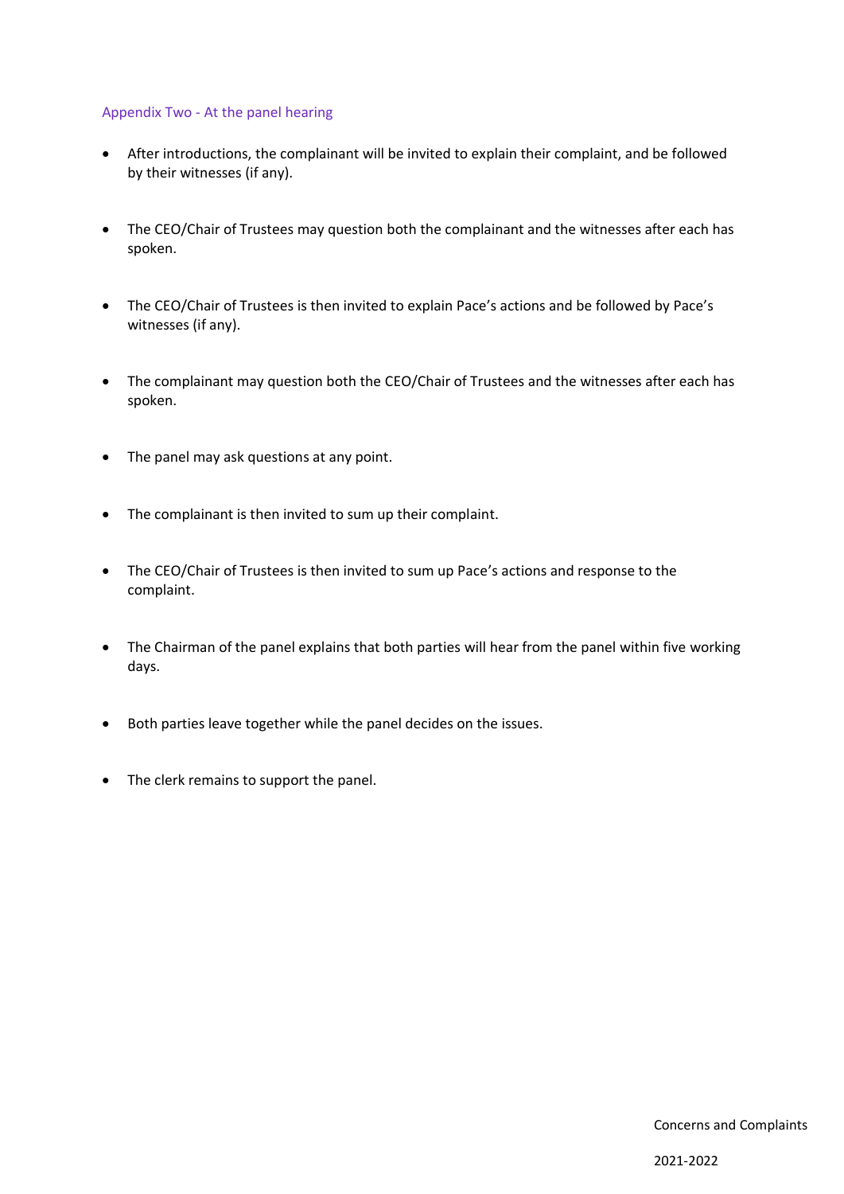## Appendix Two - At the panel hearing

- After introductions, the complainant will be invited to explain their complaint, and be followed by their witnesses (if any).
- The CEO/Chair of Trustees may question both the complainant and the witnesses after each has spoken.
- The CEO/Chair of Trustees is then invited to explain Pace's actions and be followed by Pace's witnesses (if any).
- The complainant may question both the CEO/Chair of Trustees and the witnesses after each has spoken.
- The panel may ask questions at any point.
- The complainant is then invited to sum up their complaint.
- The CEO/Chair of Trustees is then invited to sum up Pace's actions and response to the complaint.
- The Chairman of the panel explains that both parties will hear from the panel within five working days.
- Both parties leave together while the panel decides on the issues.
- The clerk remains to support the panel.